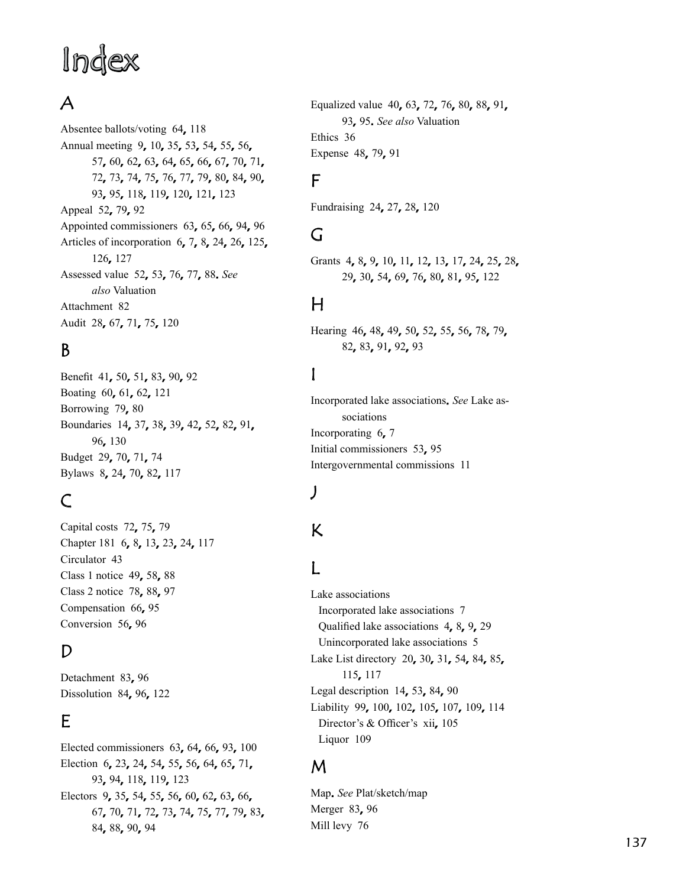# Index

## A

Absentee ballots/voting 64, 118
Annual meeting 9, 10, 35, 53, 54, 55, 56, 57, 60, 62, 63, 64, 65, 66, 67, 70, 71, 72, 73, 74, 75, 76, 77, 79, 80, 84, 90, 93, 95, 118, 119, 120, 121, 123
Appeal 52, 79, 92
Appointed commissioners 63, 65, 66, 94, 96
Articles of incorporation 6, 7, 8, 24, 26, 125, 126, 127
Assessed value 52, 53, 76, 77, 88. *See also* Valuation
Attachment 82
Audit 28, 67, 71, 75, 120

## B

Benefit 41, 50, 51, 83, 90, 92
Boating 60, 61, 62, 121
Borrowing 79, 80
Boundaries 14, 37, 38, 39, 42, 52, 82, 91, 96, 130
Budget 29, 70, 71, 74
Bylaws 8, 24, 70, 82, 117

## C

Capital costs 72, 75, 79
Chapter 181 6, 8, 13, 23, 24, 117
Circulator 43
Class 1 notice 49, 58, 88
Class 2 notice 78, 88, 97
Compensation 66, 95
Conversion 56, 96

## D

Detachment 83, 96
Dissolution 84, 96, 122

## E

Elected commissioners 63, 64, 66, 93, 100
Election 6, 23, 24, 54, 55, 56, 64, 65, 71, 93, 94, 118, 119, 123
Electors 9, 35, 54, 55, 56, 60, 62, 63, 66, 67, 70, 71, 72, 73, 74, 75, 77, 79, 83, 84, 88, 90, 94
Equalized value 40, 63, 72, 76, 80, 88, 91, 93, 95. *See also* Valuation
Ethics 36
Expense 48, 79, 91

## F

Fundraising 24, 27, 28, 120

## G

Grants 4, 8, 9, 10, 11, 12, 13, 17, 24, 25, 28, 29, 30, 54, 69, 76, 80, 81, 95, 122

## H

Hearing 46, 48, 49, 50, 52, 55, 56, 78, 79, 82, 83, 91, 92, 93

## I

Incorporated lake associations. *See* Lake associations
Incorporating 6, 7
Initial commissioners 53, 95
Intergovernmental commissions 11

## J

## K

## L

Lake associations
- Incorporated lake associations 7
- Qualified lake associations 4, 8, 9, 29
- Unincorporated lake associations 5

Lake List directory 20, 30, 31, 54, 84, 85, 115, 117
Legal description 14, 53, 84, 90
Liability 99, 100, 102, 105, 107, 109, 114
- Director's & Officer's xii, 105
- Liquor 109

## M

Map. *See* Plat/sketch/map
Merger 83, 96
Mill levy 76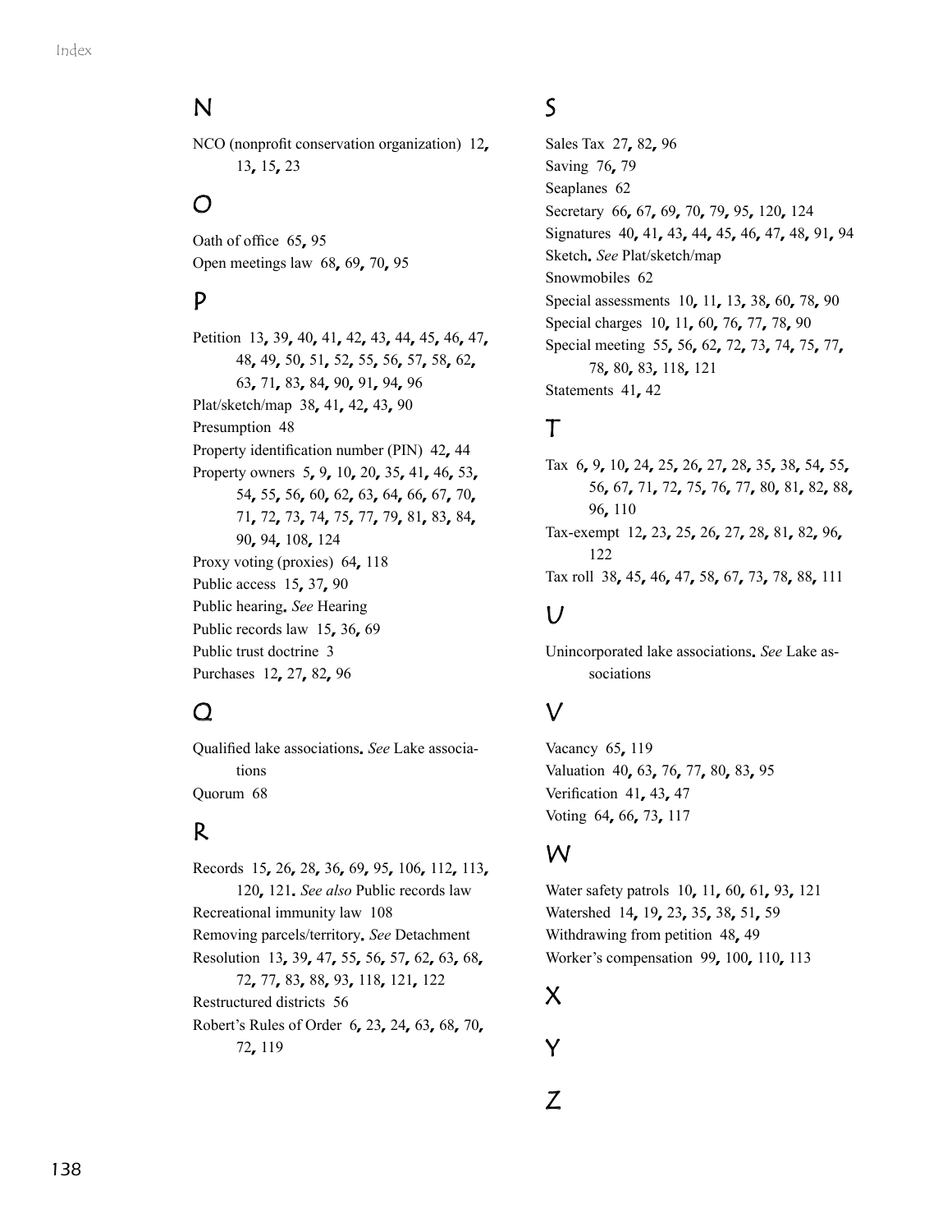## N

NCO (nonprofit conservation organization) 12, 13, 15, 23

## O

Oath of office 65, 95
Open meetings law 68, 69, 70, 95

## P

Petition 13, 39, 40, 41, 42, 43, 44, 45, 46, 47, 48, 49, 50, 51, 52, 55, 56, 57, 58, 62, 63, 71, 83, 84, 90, 91, 94, 96
Plat/sketch/map 38, 41, 42, 43, 90
Presumption 48
Property identification number (PIN) 42, 44
Property owners 5, 9, 10, 20, 35, 41, 46, 53, 54, 55, 56, 60, 62, 63, 64, 66, 67, 70, 71, 72, 73, 74, 75, 77, 79, 81, 83, 84, 90, 94, 108, 124
Proxy voting (proxies) 64, 118
Public access 15, 37, 90
Public hearing. *See* Hearing
Public records law 15, 36, 69
Public trust doctrine 3
Purchases 12, 27, 82, 96

## Q

Qualified lake associations. *See* Lake associations
Quorum 68

## R

Records 15, 26, 28, 36, 69, 95, 106, 112, 113, 120, 121. *See also* Public records law
Recreational immunity law 108
Removing parcels/territory. *See* Detachment
Resolution 13, 39, 47, 55, 56, 57, 62, 63, 68, 72, 77, 83, 88, 93, 118, 121, 122
Restructured districts 56
Robert's Rules of Order 6, 23, 24, 63, 68, 70, 72, 119

## S

Sales Tax 27, 82, 96
Saving 76, 79
Seaplanes 62
Secretary 66, 67, 69, 70, 79, 95, 120, 124
Signatures 40, 41, 43, 44, 45, 46, 47, 48, 91, 94
Sketch. *See* Plat/sketch/map
Snowmobiles 62
Special assessments 10, 11, 13, 38, 60, 78, 90
Special charges 10, 11, 60, 76, 77, 78, 90
Special meeting 55, 56, 62, 72, 73, 74, 75, 77, 78, 80, 83, 118, 121
Statements 41, 42

## T

Tax 6, 9, 10, 24, 25, 26, 27, 28, 35, 38, 54, 55, 56, 67, 71, 72, 75, 76, 77, 80, 81, 82, 88, 96, 110
Tax-exempt 12, 23, 25, 26, 27, 28, 81, 82, 96, 122
Tax roll 38, 45, 46, 47, 58, 67, 73, 78, 88, 111

## U

Unincorporated lake associations. *See* Lake associations

## V

Vacancy 65, 119
Valuation 40, 63, 76, 77, 80, 83, 95
Verification 41, 43, 47
Voting 64, 66, 73, 117

## W

Water safety patrols 10, 11, 60, 61, 93, 121
Watershed 14, 19, 23, 35, 38, 51, 59
Withdrawing from petition 48, 49
Worker's compensation 99, 100, 110, 113

## X

## Y

## Z